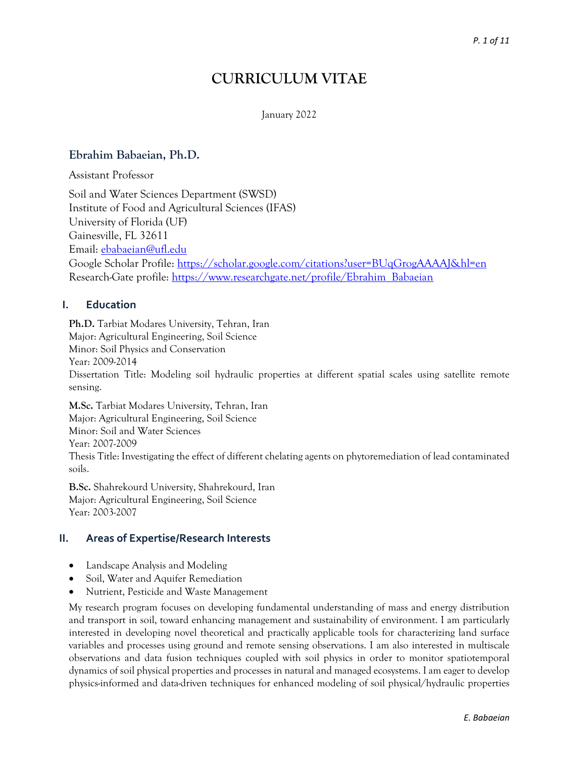# CURRICULUM VITAE

January 2022

## Ebrahim Babaeian, Ph.D.

Assistant Professor

Soil and Water Sciences Department (SWSD)
Institute of Food and Agricultural Sciences (IFAS)
University of Florida (UF)
Gainesville, FL 32611
Email: [ebabaeian@ufl.edu](mailto:ebabaeian@ufl.edu)
Google Scholar Profile: [https://scholar.google.com/citations?user=BUqGrogAAAAJ&hl=en](https://scholar.google.com/citations?user=BUqGrogAAAAJ&hl=en)
Research-Gate profile: [https://www.researchgate.net/profile/Ebrahim_Babaeian](https://www.researchgate.net/profile/Ebrahim_Babaeian)

## I. Education

**Ph.D.** Tarbiat Modares University, Tehran, Iran
Major: Agricultural Engineering, Soil Science
Minor: Soil Physics and Conservation
Year: 2009-2014
Dissertation Title: Modeling soil hydraulic properties at different spatial scales using satellite remote sensing.

**M.Sc.** Tarbiat Modares University, Tehran, Iran
Major: Agricultural Engineering, Soil Science
Minor: Soil and Water Sciences
Year: 2007-2009
Thesis Title: Investigating the effect of different chelating agents on phytoremediation of lead contaminated soils.

**B.Sc.** Shahrekourd University, Shahrekourd, Iran
Major: Agricultural Engineering, Soil Science
Year: 2003-2007

## II. Areas of Expertise/Research Interests

- Landscape Analysis and Modeling
- Soil, Water and Aquifer Remediation
- Nutrient, Pesticide and Waste Management

My research program focuses on developing fundamental understanding of mass and energy distribution and transport in soil, toward enhancing management and sustainability of environment. I am particularly interested in developing novel theoretical and practically applicable tools for characterizing land surface variables and processes using ground and remote sensing observations. I am also interested in multiscale observations and data fusion techniques coupled with soil physics in order to monitor spatiotemporal dynamics of soil physical properties and processes in natural and managed ecosystems. I am eager to develop physics-informed and data-driven techniques for enhanced modeling of soil physical/hydraulic properties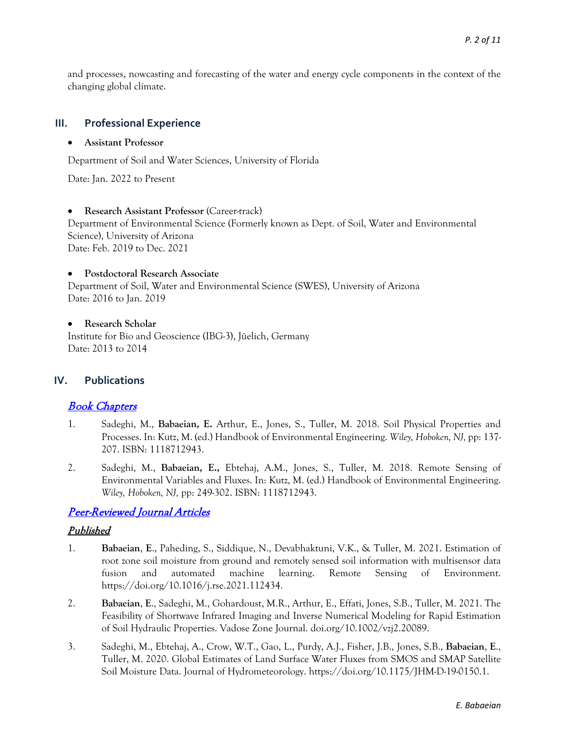and processes, nowcasting and forecasting of the water and energy cycle components in the context of the changing global climate.

## III. Professional Experience

- **Assistant Professor**

Department of Soil and Water Sciences, University of Florida

Date: Jan. 2022 to Present

- **Research Assistant Professor** (Career-track)

Department of Environmental Science (Formerly known as Dept. of Soil, Water and Environmental Science), University of Arizona
Date: Feb. 2019 to Dec. 2021

- **Postdoctoral Research Associate**

Department of Soil, Water and Environmental Science (SWES), University of Arizona
Date: 2016 to Jan. 2019

- **Research Scholar**

Institute for Bio and Geoscience (IBG-3), Jüelich, Germany
Date: 2013 to 2014

## IV. Publications

### *Book Chapters*

1. Sadeghi, M., **Babaeian, E.** Arthur, E., Jones, S., Tuller, M. 2018. Soil Physical Properties and Processes. In: Kutz, M. (ed.) Handbook of Environmental Engineering. *Wiley, Hoboken, NJ,* pp: 137-207. ISBN: 1118712943.

2. Sadeghi, M., **Babaeian, E.,** Ebtehaj, A.M., Jones, S., Tuller, M. 2018. Remote Sensing of Environmental Variables and Fluxes. In: Kutz, M. (ed.) Handbook of Environmental Engineering. *Wiley, Hoboken, NJ,* pp: 249-302. ISBN: 1118712943.

### *Peer-Reviewed Journal Articles*

#### *Published*

1. **Babaeian**, **E**., Paheding, S., Siddique, N., Devabhaktuni, V.K., & Tuller, M. 2021. Estimation of root zone soil moisture from ground and remotely sensed soil information with multisensor data fusion and automated machine learning. Remote Sensing of Environment. https://doi.org/10.1016/j.rse.2021.112434.

2. **Babaeian**, **E**., Sadeghi, M., Gohardoust, M.R., Arthur, E., Effati, Jones, S.B., Tuller, M. 2021. The Feasibility of Shortwave Infrared Imaging and Inverse Numerical Modeling for Rapid Estimation of Soil Hydraulic Properties. Vadose Zone Journal. doi.org/10.1002/vzj2.20089.

3. Sadeghi, M., Ebtehaj, A., Crow, W.T., Gao, L., Purdy, A.J., Fisher, J.B., Jones, S.B., **Babaeian**, **E**., Tuller, M. 2020. Global Estimates of Land Surface Water Fluxes from SMOS and SMAP Satellite Soil Moisture Data. Journal of Hydrometeorology. https://doi.org/10.1175/JHM-D-19-0150.1.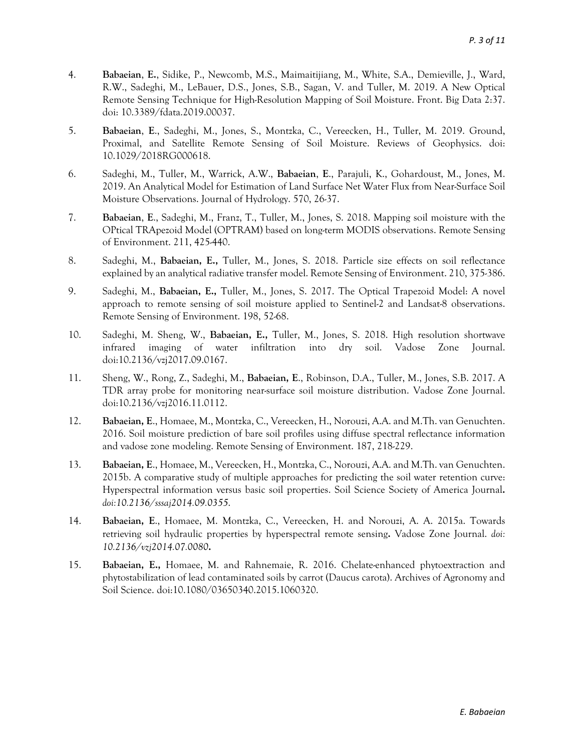4. **Babaeian**, **E.**, Sidike, P., Newcomb, M.S., Maimaitijiang, M., White, S.A., Demieville, J., Ward, R.W., Sadeghi, M., LeBauer, D.S., Jones, S.B., Sagan, V. and Tuller, M. 2019. A New Optical Remote Sensing Technique for High-Resolution Mapping of Soil Moisture. Front. Big Data 2:37. doi: 10.3389/fdata.2019.00037.

5. **Babaeian**, **E**., Sadeghi, M., Jones, S., Montzka, C., Vereecken, H., Tuller, M. 2019. Ground, Proximal, and Satellite Remote Sensing of Soil Moisture. Reviews of Geophysics. doi: 10.1029/2018RG000618.

6. Sadeghi, M., Tuller, M., Warrick, A.W., **Babaeian**, **E**., Parajuli, K., Gohardoust, M., Jones, M. 2019. An Analytical Model for Estimation of Land Surface Net Water Flux from Near-Surface Soil Moisture Observations. Journal of Hydrology. 570, 26-37.

7. **Babaeian**, **E**., Sadeghi, M., Franz, T., Tuller, M., Jones, S. 2018. Mapping soil moisture with the OPtical TRApezoid Model (OPTRAM) based on long-term MODIS observations. Remote Sensing of Environment. 211, 425-440.

8. Sadeghi, M., **Babaeian, E.,** Tuller, M., Jones, S. 2018. Particle size effects on soil reflectance explained by an analytical radiative transfer model. Remote Sensing of Environment. 210, 375-386.

9. Sadeghi, M., **Babaeian, E.,** Tuller, M., Jones, S. 2017. The Optical Trapezoid Model: A novel approach to remote sensing of soil moisture applied to Sentinel-2 and Landsat-8 observations. Remote Sensing of Environment. 198, 52-68.

10. Sadeghi, M. Sheng, W., **Babaeian, E.,** Tuller, M., Jones, S. 2018. High resolution shortwave infrared imaging of water infiltration into dry soil. Vadose Zone Journal. doi:10.2136/vzj2017.09.0167.

11. Sheng, W., Rong, Z., Sadeghi, M., **Babaeian, E**., Robinson, D.A., Tuller, M., Jones, S.B. 2017. A TDR array probe for monitoring near-surface soil moisture distribution. Vadose Zone Journal. doi:10.2136/vzj2016.11.0112.

12. **Babaeian, E**., Homaee, M., Montzka, C., Vereecken, H., Norouzi, A.A. and M.Th. van Genuchten. 2016. Soil moisture prediction of bare soil profiles using diffuse spectral reflectance information and vadose zone modeling. Remote Sensing of Environment. 187, 218-229.

13. **Babaeian, E**., Homaee, M., Vereecken, H., Montzka, C., Norouzi, A.A. and M.Th. van Genuchten. 2015b. A comparative study of multiple approaches for predicting the soil water retention curve: Hyperspectral information versus basic soil properties. Soil Science Society of America Journal**.** *doi:10.2136/sssaj2014.09.0355.*

14. **Babaeian, E**., Homaee, M. Montzka, C., Vereecken, H. and Norouzi, A. A. 2015a. Towards retrieving soil hydraulic properties by hyperspectral remote sensing**.** Vadose Zone Journal. *doi: 10.2136/vzj2014.07.0080***.**

15. **Babaeian, E.,** Homaee, M. and Rahnemaie, R. 2016. Chelate-enhanced phytoextraction and phytostabilization of lead contaminated soils by carrot (Daucus carota). Archives of Agronomy and Soil Science. doi:10.1080/03650340.2015.1060320.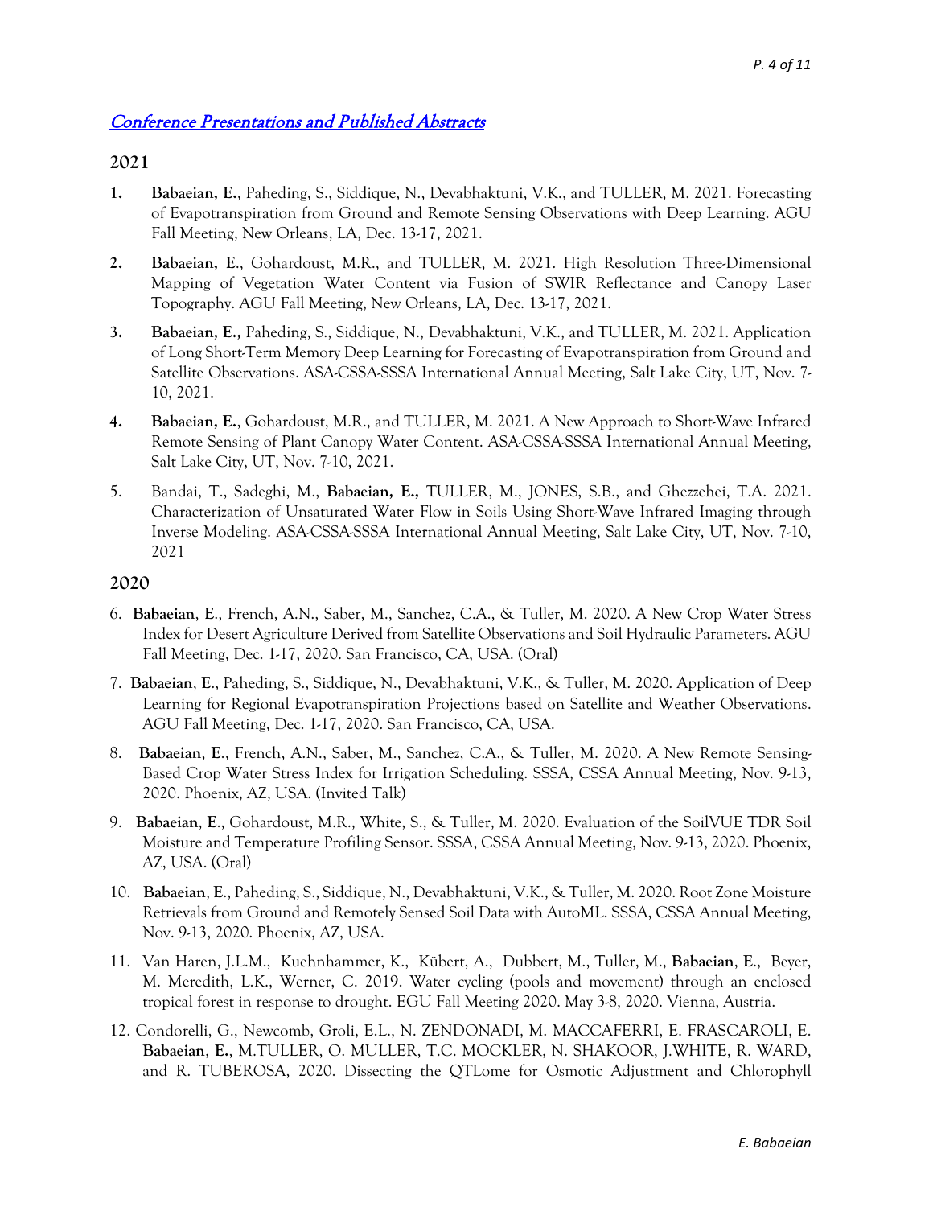## Conference Presentations and Published Abstracts

### 2021

1. **Babaeian, E.**, Paheding, S., Siddique, N., Devabhaktuni, V.K., and TULLER, M. 2021. Forecasting of Evapotranspiration from Ground and Remote Sensing Observations with Deep Learning. AGU Fall Meeting, New Orleans, LA, Dec. 13-17, 2021.

2. **Babaeian, E**., Gohardoust, M.R., and TULLER, M. 2021. High Resolution Three-Dimensional Mapping of Vegetation Water Content via Fusion of SWIR Reflectance and Canopy Laser Topography. AGU Fall Meeting, New Orleans, LA, Dec. 13-17, 2021.

3. **Babaeian, E.,** Paheding, S., Siddique, N., Devabhaktuni, V.K., and TULLER, M. 2021. Application of Long Short-Term Memory Deep Learning for Forecasting of Evapotranspiration from Ground and Satellite Observations. ASA-CSSA-SSSA International Annual Meeting, Salt Lake City, UT, Nov. 7-10, 2021.

4. **Babaeian, E.**, Gohardoust, M.R., and TULLER, M. 2021. A New Approach to Short-Wave Infrared Remote Sensing of Plant Canopy Water Content. ASA-CSSA-SSSA International Annual Meeting, Salt Lake City, UT, Nov. 7-10, 2021.

5. Bandai, T., Sadeghi, M., **Babaeian, E.,** TULLER, M., JONES, S.B., and Ghezzehei, T.A. 2021. Characterization of Unsaturated Water Flow in Soils Using Short-Wave Infrared Imaging through Inverse Modeling. ASA-CSSA-SSSA International Annual Meeting, Salt Lake City, UT, Nov. 7-10, 2021

### 2020

6. **Babaeian**, **E**., French, A.N., Saber, M., Sanchez, C.A., & Tuller, M. 2020. A New Crop Water Stress Index for Desert Agriculture Derived from Satellite Observations and Soil Hydraulic Parameters. AGU Fall Meeting, Dec. 1-17, 2020. San Francisco, CA, USA. (Oral)

7. **Babaeian**, **E**., Paheding, S., Siddique, N., Devabhaktuni, V.K., & Tuller, M. 2020. Application of Deep Learning for Regional Evapotranspiration Projections based on Satellite and Weather Observations. AGU Fall Meeting, Dec. 1-17, 2020. San Francisco, CA, USA.

8. **Babaeian**, **E**., French, A.N., Saber, M., Sanchez, C.A., & Tuller, M. 2020. A New Remote Sensing-Based Crop Water Stress Index for Irrigation Scheduling. SSSA, CSSA Annual Meeting, Nov. 9-13, 2020. Phoenix, AZ, USA. (Invited Talk)

9. **Babaeian**, **E**., Gohardoust, M.R., White, S., & Tuller, M. 2020. Evaluation of the SoilVUE TDR Soil Moisture and Temperature Profiling Sensor. SSSA, CSSA Annual Meeting, Nov. 9-13, 2020. Phoenix, AZ, USA. (Oral)

10. **Babaeian**, **E**., Paheding, S., Siddique, N., Devabhaktuni, V.K., & Tuller, M. 2020. Root Zone Moisture Retrievals from Ground and Remotely Sensed Soil Data with AutoML. SSSA, CSSA Annual Meeting, Nov. 9-13, 2020. Phoenix, AZ, USA.

11. Van Haren, J.L.M., Kuehnhammer, K., Kübert, A., Dubbert, M., Tuller, M., **Babaeian**, **E**., Beyer, M. Meredith, L.K., Werner, C. 2019. Water cycling (pools and movement) through an enclosed tropical forest in response to drought. EGU Fall Meeting 2020. May 3-8, 2020. Vienna, Austria.

12. Condorelli, G., Newcomb, Groli, E.L., N. ZENDONADI, M. MACCAFERRI, E. FRASCAROLI, E. **Babaeian**, **E.**, M.TULLER, O. MULLER, T.C. MOCKLER, N. SHAKOOR, J.WHITE, R. WARD, and R. TUBEROSA, 2020. Dissecting the QTLome for Osmotic Adjustment and Chlorophyll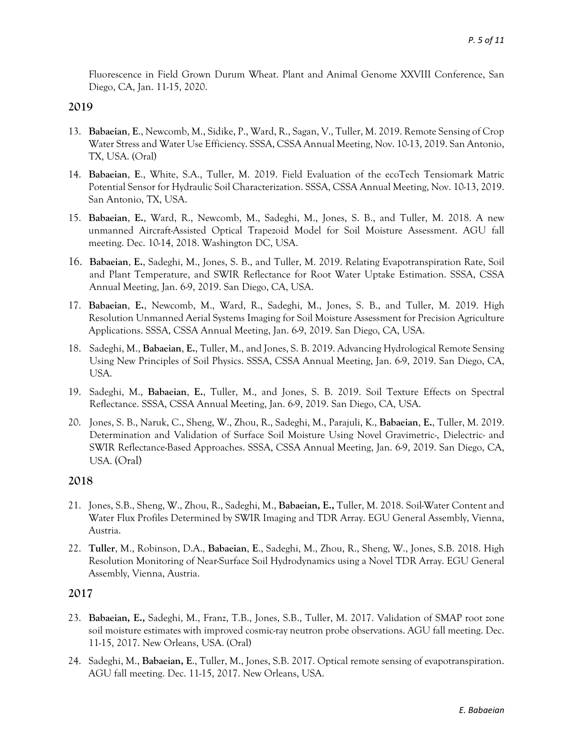Fluorescence in Field Grown Durum Wheat. Plant and Animal Genome XXVIII Conference, San Diego, CA, Jan. 11-15, 2020.

## 2019

13. **Babaeian**, **E**., Newcomb, M., Sidike, P., Ward, R., Sagan, V., Tuller, M. 2019. Remote Sensing of Crop Water Stress and Water Use Efficiency. SSSA, CSSA Annual Meeting, Nov. 10-13, 2019. San Antonio, TX, USA. (Oral)
14. **Babaeian**, **E**., White, S.A., Tuller, M. 2019. Field Evaluation of the ecoTech Tensiomark Matric Potential Sensor for Hydraulic Soil Characterization. SSSA, CSSA Annual Meeting, Nov. 10-13, 2019. San Antonio, TX, USA.
15. **Babaeian**, **E.**, Ward, R., Newcomb, M., Sadeghi, M., Jones, S. B., and Tuller, M. 2018. A new unmanned Aircraft-Assisted Optical Trapezoid Model for Soil Moisture Assessment. AGU fall meeting. Dec. 10-14, 2018. Washington DC, USA.
16. **Babaeian**, **E.**, Sadeghi, M., Jones, S. B., and Tuller, M. 2019. Relating Evapotranspiration Rate, Soil and Plant Temperature, and SWIR Reflectance for Root Water Uptake Estimation. SSSA, CSSA Annual Meeting, Jan. 6-9, 2019. San Diego, CA, USA.
17. **Babaeian**, **E.**, Newcomb, M., Ward, R., Sadeghi, M., Jones, S. B., and Tuller, M. 2019. High Resolution Unmanned Aerial Systems Imaging for Soil Moisture Assessment for Precision Agriculture Applications. SSSA, CSSA Annual Meeting, Jan. 6-9, 2019. San Diego, CA, USA.
18. Sadeghi, M., **Babaeian**, **E.**, Tuller, M., and Jones, S. B. 2019. Advancing Hydrological Remote Sensing Using New Principles of Soil Physics. SSSA, CSSA Annual Meeting, Jan. 6-9, 2019. San Diego, CA, USA.
19. Sadeghi, M., **Babaeian**, **E.**, Tuller, M., and Jones, S. B. 2019. Soil Texture Effects on Spectral Reflectance. SSSA, CSSA Annual Meeting, Jan. 6-9, 2019. San Diego, CA, USA.
20. Jones, S. B., Naruk, C., Sheng, W., Zhou, R., Sadeghi, M., Parajuli, K., **Babaeian**, **E.**, Tuller, M. 2019. Determination and Validation of Surface Soil Moisture Using Novel Gravimetric-, Dielectric- and SWIR Reflectance-Based Approaches. SSSA, CSSA Annual Meeting, Jan. 6-9, 2019. San Diego, CA, USA. (Oral)

## 2018

21. Jones, S.B., Sheng, W., Zhou, R., Sadeghi, M., **Babaeian, E.,** Tuller, M. 2018. Soil-Water Content and Water Flux Profiles Determined by SWIR Imaging and TDR Array. EGU General Assembly, Vienna, Austria.
22. **Tuller**, M., Robinson, D.A., **Babaeian**, **E**., Sadeghi, M., Zhou, R., Sheng, W., Jones, S.B. 2018. High Resolution Monitoring of Near-Surface Soil Hydrodynamics using a Novel TDR Array. EGU General Assembly, Vienna, Austria.

## 2017

23. **Babaeian, E.,** Sadeghi, M., Franz, T.B., Jones, S.B., Tuller, M. 2017. Validation of SMAP root zone soil moisture estimates with improved cosmic-ray neutron probe observations. AGU fall meeting. Dec. 11-15, 2017. New Orleans, USA. (Oral)
24. Sadeghi, M., **Babaeian, E**., Tuller, M., Jones, S.B. 2017. Optical remote sensing of evapotranspiration. AGU fall meeting. Dec. 11-15, 2017. New Orleans, USA.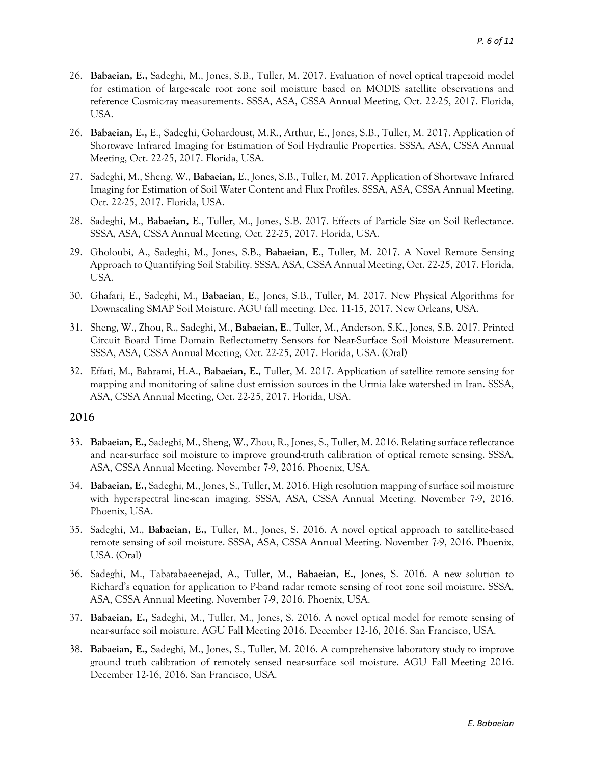26. **Babaeian, E.,** Sadeghi, M., Jones, S.B., Tuller, M. 2017. Evaluation of novel optical trapezoid model for estimation of large-scale root zone soil moisture based on MODIS satellite observations and reference Cosmic-ray measurements. SSSA, ASA, CSSA Annual Meeting, Oct. 22-25, 2017. Florida, USA.

26. **Babaeian, E.,** E., Sadeghi, Gohardoust, M.R., Arthur, E., Jones, S.B., Tuller, M. 2017. Application of Shortwave Infrared Imaging for Estimation of Soil Hydraulic Properties. SSSA, ASA, CSSA Annual Meeting, Oct. 22-25, 2017. Florida, USA.

27. Sadeghi, M., Sheng, W., **Babaeian, E**., Jones, S.B., Tuller, M. 2017. Application of Shortwave Infrared Imaging for Estimation of Soil Water Content and Flux Profiles. SSSA, ASA, CSSA Annual Meeting, Oct. 22-25, 2017. Florida, USA.

28. Sadeghi, M., **Babaeian, E**., Tuller, M., Jones, S.B. 2017. Effects of Particle Size on Soil Reflectance. SSSA, ASA, CSSA Annual Meeting, Oct. 22-25, 2017. Florida, USA.

29. Gholoubi, A., Sadeghi, M., Jones, S.B., **Babaeian, E**., Tuller, M. 2017. A Novel Remote Sensing Approach to Quantifying Soil Stability. SSSA, ASA, CSSA Annual Meeting, Oct. 22-25, 2017. Florida, USA.

30. Ghafari, E., Sadeghi, M., **Babaeian**, **E**., Jones, S.B., Tuller, M. 2017. New Physical Algorithms for Downscaling SMAP Soil Moisture. AGU fall meeting. Dec. 11-15, 2017. New Orleans, USA.

31. Sheng, W., Zhou, R., Sadeghi, M., **Babaeian, E**., Tuller, M., Anderson, S.K., Jones, S.B. 2017. Printed Circuit Board Time Domain Reflectometry Sensors for Near-Surface Soil Moisture Measurement. SSSA, ASA, CSSA Annual Meeting, Oct. 22-25, 2017. Florida, USA. (Oral)

32. Effati, M., Bahrami, H.A., **Babaeian, E.,** Tuller, M. 2017. Application of satellite remote sensing for mapping and monitoring of saline dust emission sources in the Urmia lake watershed in Iran. SSSA, ASA, CSSA Annual Meeting, Oct. 22-25, 2017. Florida, USA.

## 2016

33. **Babaeian, E.,** Sadeghi, M., Sheng, W., Zhou, R., Jones, S., Tuller, M. 2016. Relating surface reflectance and near-surface soil moisture to improve ground-truth calibration of optical remote sensing. SSSA, ASA, CSSA Annual Meeting. November 7-9, 2016. Phoenix, USA.

34. **Babaeian, E.,** Sadeghi, M., Jones, S., Tuller, M. 2016. High resolution mapping of surface soil moisture with hyperspectral line-scan imaging. SSSA, ASA, CSSA Annual Meeting. November 7-9, 2016. Phoenix, USA.

35. Sadeghi, M., **Babaeian, E.,** Tuller, M., Jones, S. 2016. A novel optical approach to satellite-based remote sensing of soil moisture. SSSA, ASA, CSSA Annual Meeting. November 7-9, 2016. Phoenix, USA. (Oral)

36. Sadeghi, M., Tabatabaeenejad, A., Tuller, M., **Babaeian, E.,** Jones, S. 2016. A new solution to Richard's equation for application to P-band radar remote sensing of root zone soil moisture. SSSA, ASA, CSSA Annual Meeting. November 7-9, 2016. Phoenix, USA.

37. **Babaeian, E.,** Sadeghi, M., Tuller, M., Jones, S. 2016. A novel optical model for remote sensing of near-surface soil moisture. AGU Fall Meeting 2016. December 12-16, 2016. San Francisco, USA.

38. **Babaeian, E.,** Sadeghi, M., Jones, S., Tuller, M. 2016. A comprehensive laboratory study to improve ground truth calibration of remotely sensed near-surface soil moisture. AGU Fall Meeting 2016. December 12-16, 2016. San Francisco, USA.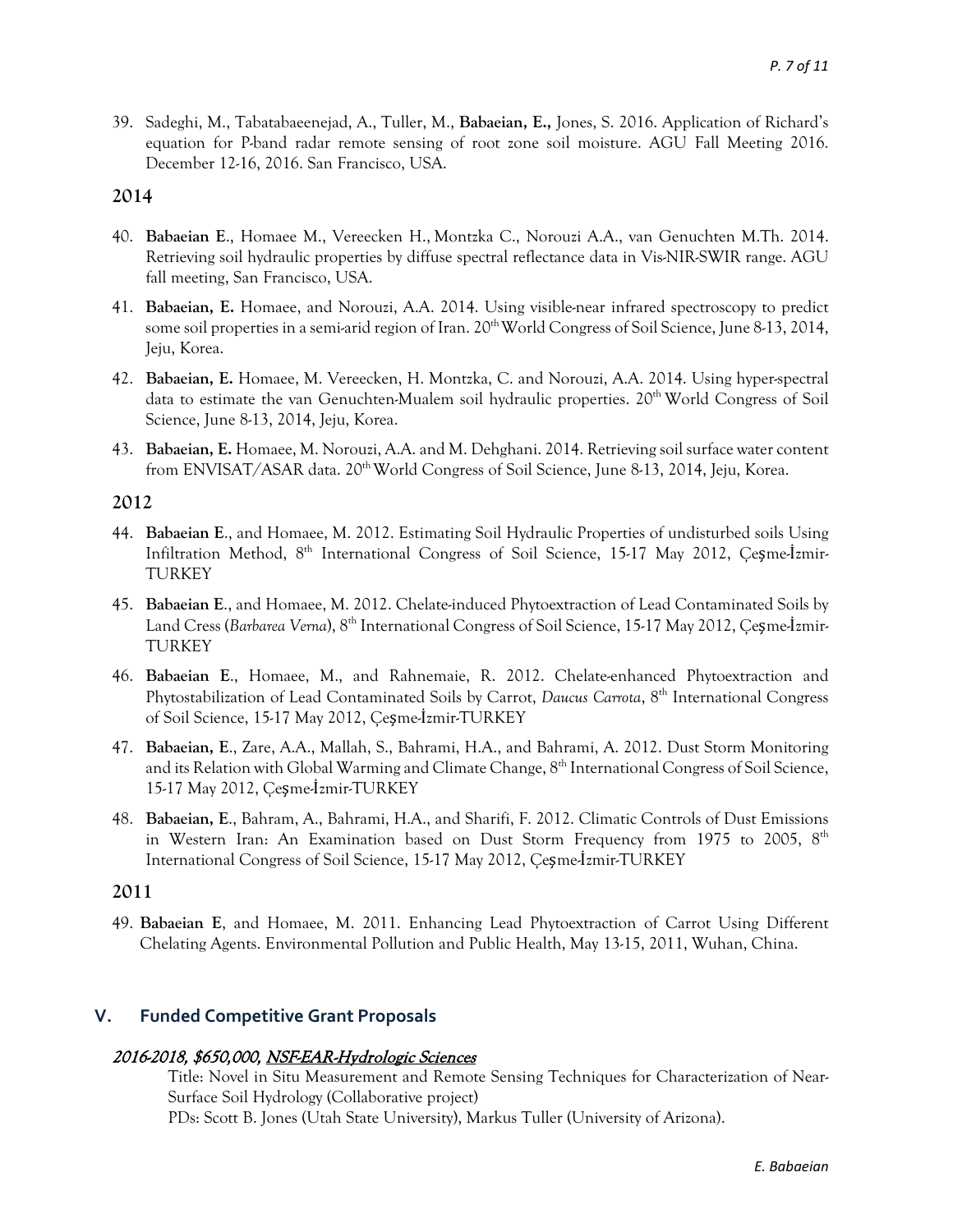39. Sadeghi, M., Tabatabaeenejad, A., Tuller, M., **Babaeian, E.,** Jones, S. 2016. Application of Richard's equation for P-band radar remote sensing of root zone soil moisture. AGU Fall Meeting 2016. December 12-16, 2016. San Francisco, USA.

### 2014

40. **Babaeian E**., Homaee M., Vereecken H., Montzka C., Norouzi A.A., van Genuchten M.Th. 2014. Retrieving soil hydraulic properties by diffuse spectral reflectance data in Vis-NIR-SWIR range. AGU fall meeting, San Francisco, USA.

41. **Babaeian, E.** Homaee, and Norouzi, A.A. 2014. Using visible-near infrared spectroscopy to predict some soil properties in a semi-arid region of Iran. 20th World Congress of Soil Science, June 8-13, 2014, Jeju, Korea.

42. **Babaeian, E.** Homaee, M. Vereecken, H. Montzka, C. and Norouzi, A.A. 2014. Using hyper-spectral data to estimate the van Genuchten-Mualem soil hydraulic properties. 20th World Congress of Soil Science, June 8-13, 2014, Jeju, Korea.

43. **Babaeian, E.** Homaee, M. Norouzi, A.A. and M. Dehghani. 2014. Retrieving soil surface water content from ENVISAT/ASAR data. 20th World Congress of Soil Science, June 8-13, 2014, Jeju, Korea.

### 2012

44. **Babaeian E**., and Homaee, M. 2012. Estimating Soil Hydraulic Properties of undisturbed soils Using Infiltration Method, 8th International Congress of Soil Science, 15-17 May 2012, Çeşme-İzmir-TURKEY

45. **Babaeian E**., and Homaee, M. 2012. Chelate-induced Phytoextraction of Lead Contaminated Soils by Land Cress (*Barbarea Verna*), 8th International Congress of Soil Science, 15-17 May 2012, Çeşme-İzmir-TURKEY

46. **Babaeian E**., Homaee, M., and Rahnemaie, R. 2012. Chelate-enhanced Phytoextraction and Phytostabilization of Lead Contaminated Soils by Carrot, *Daucus Carrota*, 8th International Congress of Soil Science, 15-17 May 2012, Çeşme-İzmir-TURKEY

47. **Babaeian, E**., Zare, A.A., Mallah, S., Bahrami, H.A., and Bahrami, A. 2012. Dust Storm Monitoring and its Relation with Global Warming and Climate Change, 8th International Congress of Soil Science, 15-17 May 2012, Çeşme-İzmir-TURKEY

48. **Babaeian, E**., Bahram, A., Bahrami, H.A., and Sharifi, F. 2012. Climatic Controls of Dust Emissions in Western Iran: An Examination based on Dust Storm Frequency from 1975 to 2005, 8th International Congress of Soil Science, 15-17 May 2012, Çeşme-İzmir-TURKEY

### 2011

49. **Babaeian E**, and Homaee, M. 2011. Enhancing Lead Phytoextraction of Carrot Using Different Chelating Agents. Environmental Pollution and Public Health, May 13-15, 2011, Wuhan, China.

## V. Funded Competitive Grant Proposals

#### *2016-2018, $650,000, NSF-EAR-Hydrologic Sciences*

Title: Novel in Situ Measurement and Remote Sensing Techniques for Characterization of Near-Surface Soil Hydrology (Collaborative project)

PDs: Scott B. Jones (Utah State University), Markus Tuller (University of Arizona).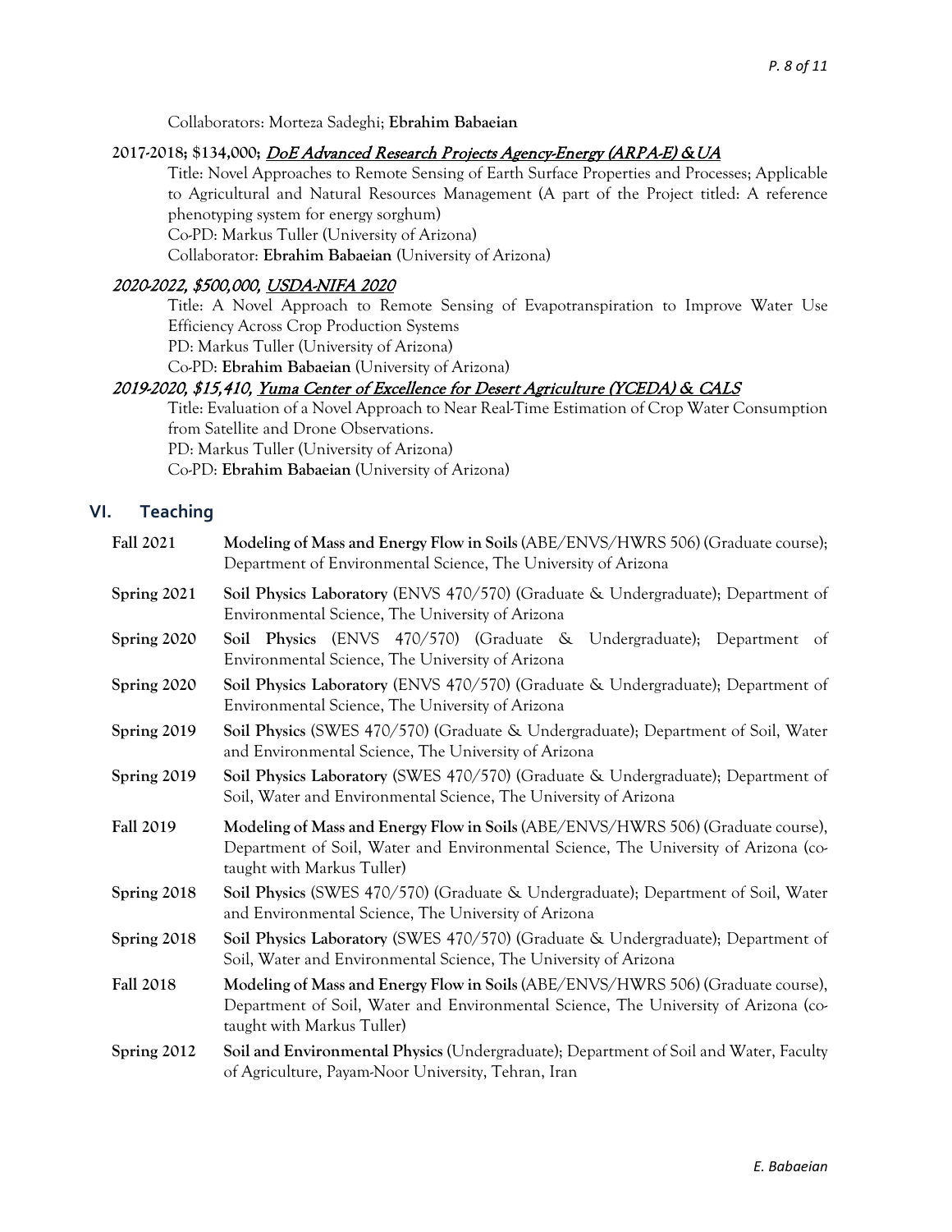Collaborators: Morteza Sadeghi; **Ebrahim Babaeian**

**2017-2018; $134,000;** ***DoE Advanced Research Projects Agency-Energy (ARPA-E) & UA***

Title: Novel Approaches to Remote Sensing of Earth Surface Properties and Processes; Applicable to Agricultural and Natural Resources Management (A part of the Project titled: A reference phenotyping system for energy sorghum)
Co-PD: Markus Tuller (University of Arizona)
Collaborator: **Ebrahim Babaeian** (University of Arizona)

***2020-2022, $500,000, USDA-NIFA 2020***

Title: A Novel Approach to Remote Sensing of Evapotranspiration to Improve Water Use Efficiency Across Crop Production Systems
PD: Markus Tuller (University of Arizona)
Co-PD: **Ebrahim Babaeian** (University of Arizona)

***2019-2020, $15,410, Yuma Center of Excellence for Desert Agriculture (YCEDA) & CALS***

Title: Evaluation of a Novel Approach to Near Real-Time Estimation of Crop Water Consumption from Satellite and Drone Observations.
PD: Markus Tuller (University of Arizona)
Co-PD: **Ebrahim Babaeian** (University of Arizona)

## VI. Teaching

**Fall 2021** — **Modeling of Mass and Energy Flow in Soils** (ABE/ENVS/HWRS 506) (Graduate course); Department of Environmental Science, The University of Arizona

**Spring 2021** — **Soil Physics Laboratory** (ENVS 470/570) (Graduate & Undergraduate); Department of Environmental Science, The University of Arizona

**Spring 2020** — **Soil Physics** (ENVS 470/570) (Graduate & Undergraduate); Department of Environmental Science, The University of Arizona

**Spring 2020** — **Soil Physics Laboratory** (ENVS 470/570) (Graduate & Undergraduate); Department of Environmental Science, The University of Arizona

**Spring 2019** — **Soil Physics** (SWES 470/570) (Graduate & Undergraduate); Department of Soil, Water and Environmental Science, The University of Arizona

**Spring 2019** — **Soil Physics Laboratory** (SWES 470/570) (Graduate & Undergraduate); Department of Soil, Water and Environmental Science, The University of Arizona

**Fall 2019** — **Modeling of Mass and Energy Flow in Soils** (ABE/ENVS/HWRS 506) (Graduate course), Department of Soil, Water and Environmental Science, The University of Arizona (co-taught with Markus Tuller)

**Spring 2018** — **Soil Physics** (SWES 470/570) (Graduate & Undergraduate); Department of Soil, Water and Environmental Science, The University of Arizona

**Spring 2018** — **Soil Physics Laboratory** (SWES 470/570) (Graduate & Undergraduate); Department of Soil, Water and Environmental Science, The University of Arizona

**Fall 2018** — **Modeling of Mass and Energy Flow in Soils** (ABE/ENVS/HWRS 506) (Graduate course), Department of Soil, Water and Environmental Science, The University of Arizona (co-taught with Markus Tuller)

**Spring 2012** — **Soil and Environmental Physics** (Undergraduate); Department of Soil and Water, Faculty of Agriculture, Payam-Noor University, Tehran, Iran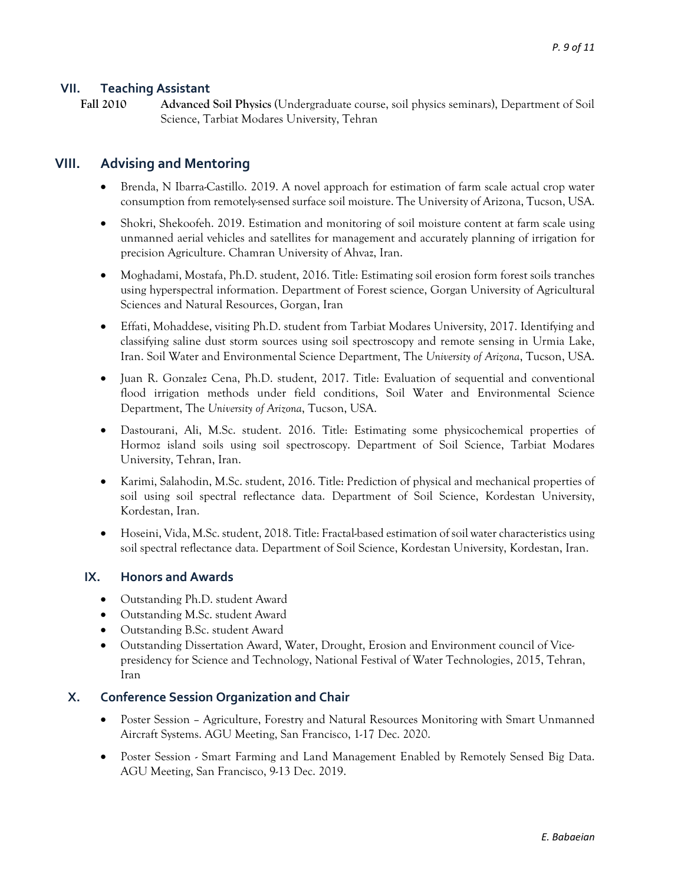## VII. Teaching Assistant

**Fall 2010** **Advanced Soil Physics** (Undergraduate course, soil physics seminars), Department of Soil Science, Tarbiat Modares University, Tehran

## VIII. Advising and Mentoring

- Brenda, N Ibarra-Castillo. 2019. A novel approach for estimation of farm scale actual crop water consumption from remotely-sensed surface soil moisture. The University of Arizona, Tucson, USA.
- Shokri, Shekoofeh. 2019. Estimation and monitoring of soil moisture content at farm scale using unmanned aerial vehicles and satellites for management and accurately planning of irrigation for precision Agriculture. Chamran University of Ahvaz, Iran.
- Moghadami, Mostafa, Ph.D. student, 2016. Title: Estimating soil erosion form forest soils tranches using hyperspectral information. Department of Forest science, Gorgan University of Agricultural Sciences and Natural Resources, Gorgan, Iran
- Effati, Mohaddese, visiting Ph.D. student from Tarbiat Modares University, 2017. Identifying and classifying saline dust storm sources using soil spectroscopy and remote sensing in Urmia Lake, Iran. Soil Water and Environmental Science Department, The *University of Arizona*, Tucson, USA.
- Juan R. Gonzalez Cena, Ph.D. student, 2017. Title: Evaluation of sequential and conventional flood irrigation methods under field conditions, Soil Water and Environmental Science Department, The *University of Arizona*, Tucson, USA.
- Dastourani, Ali, M.Sc. student. 2016. Title: Estimating some physicochemical properties of Hormoz island soils using soil spectroscopy. Department of Soil Science, Tarbiat Modares University, Tehran, Iran.
- Karimi, Salahodin, M.Sc. student, 2016. Title: Prediction of physical and mechanical properties of soil using soil spectral reflectance data. Department of Soil Science, Kordestan University, Kordestan, Iran.
- Hoseini, Vida, M.Sc. student, 2018. Title: Fractal-based estimation of soil water characteristics using soil spectral reflectance data. Department of Soil Science, Kordestan University, Kordestan, Iran.

## IX. Honors and Awards

- Outstanding Ph.D. student Award
- Outstanding M.Sc. student Award
- Outstanding B.Sc. student Award
- Outstanding Dissertation Award, Water, Drought, Erosion and Environment council of Vice-presidency for Science and Technology, National Festival of Water Technologies, 2015, Tehran, Iran

## X. Conference Session Organization and Chair

- Poster Session – Agriculture, Forestry and Natural Resources Monitoring with Smart Unmanned Aircraft Systems. AGU Meeting, San Francisco, 1-17 Dec. 2020.
- Poster Session - Smart Farming and Land Management Enabled by Remotely Sensed Big Data. AGU Meeting, San Francisco, 9-13 Dec. 2019.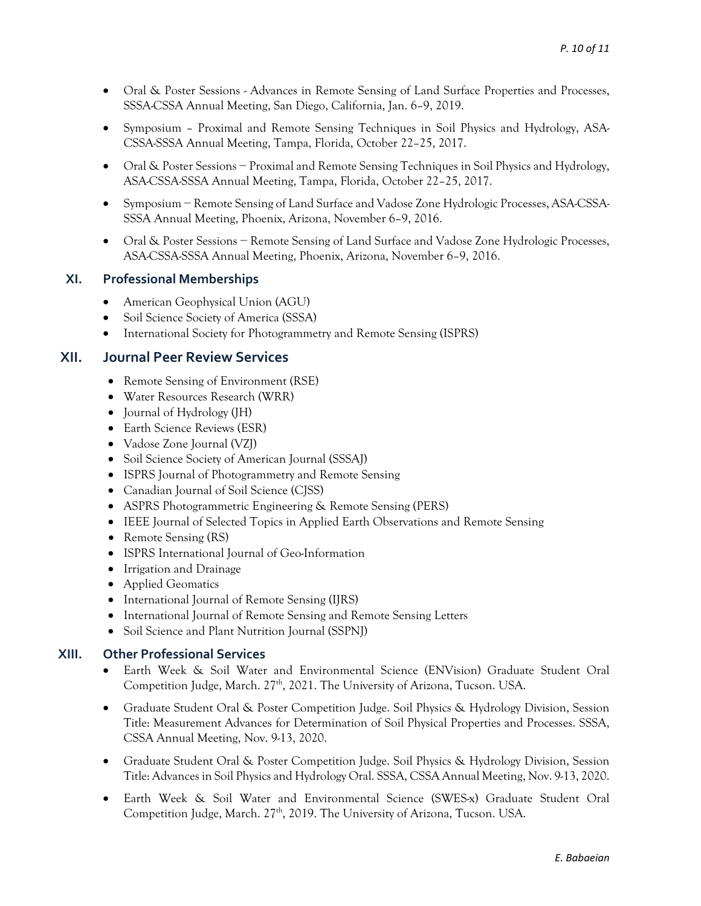- Oral & Poster Sessions - Advances in Remote Sensing of Land Surface Properties and Processes, SSSA-CSSA Annual Meeting, San Diego, California, Jan. 6–9, 2019.
- Symposium – Proximal and Remote Sensing Techniques in Soil Physics and Hydrology, ASA-CSSA-SSSA Annual Meeting, Tampa, Florida, October 22–25, 2017.
- Oral & Poster Sessions — Proximal and Remote Sensing Techniques in Soil Physics and Hydrology, ASA-CSSA-SSSA Annual Meeting, Tampa, Florida, October 22–25, 2017.
- Symposium — Remote Sensing of Land Surface and Vadose Zone Hydrologic Processes, ASA-CSSA-SSSA Annual Meeting, Phoenix, Arizona, November 6–9, 2016.
- Oral & Poster Sessions — Remote Sensing of Land Surface and Vadose Zone Hydrologic Processes, ASA-CSSA-SSSA Annual Meeting, Phoenix, Arizona, November 6–9, 2016.

## XI. Professional Memberships

- American Geophysical Union (AGU)
- Soil Science Society of America (SSSA)
- International Society for Photogrammetry and Remote Sensing (ISPRS)

## XII. Journal Peer Review Services

- Remote Sensing of Environment (RSE)
- Water Resources Research (WRR)
- Journal of Hydrology (JH)
- Earth Science Reviews (ESR)
- Vadose Zone Journal (VZJ)
- Soil Science Society of American Journal (SSSAJ)
- ISPRS Journal of Photogrammetry and Remote Sensing
- Canadian Journal of Soil Science (CJSS)
- ASPRS Photogrammetric Engineering & Remote Sensing (PERS)
- IEEE Journal of Selected Topics in Applied Earth Observations and Remote Sensing
- Remote Sensing (RS)
- ISPRS International Journal of Geo-Information
- Irrigation and Drainage
- Applied Geomatics
- International Journal of Remote Sensing (IJRS)
- International Journal of Remote Sensing and Remote Sensing Letters
- Soil Science and Plant Nutrition Journal (SSPNJ)

## XIII. Other Professional Services

- Earth Week & Soil Water and Environmental Science (ENVision) Graduate Student Oral Competition Judge, March. 27th, 2021. The University of Arizona, Tucson. USA.
- Graduate Student Oral & Poster Competition Judge. Soil Physics & Hydrology Division, Session Title: Measurement Advances for Determination of Soil Physical Properties and Processes. SSSA, CSSA Annual Meeting, Nov. 9-13, 2020.
- Graduate Student Oral & Poster Competition Judge. Soil Physics & Hydrology Division, Session Title: Advances in Soil Physics and Hydrology Oral. SSSA, CSSA Annual Meeting, Nov. 9-13, 2020.
- Earth Week & Soil Water and Environmental Science (SWES-x) Graduate Student Oral Competition Judge, March. 27th, 2019. The University of Arizona, Tucson. USA.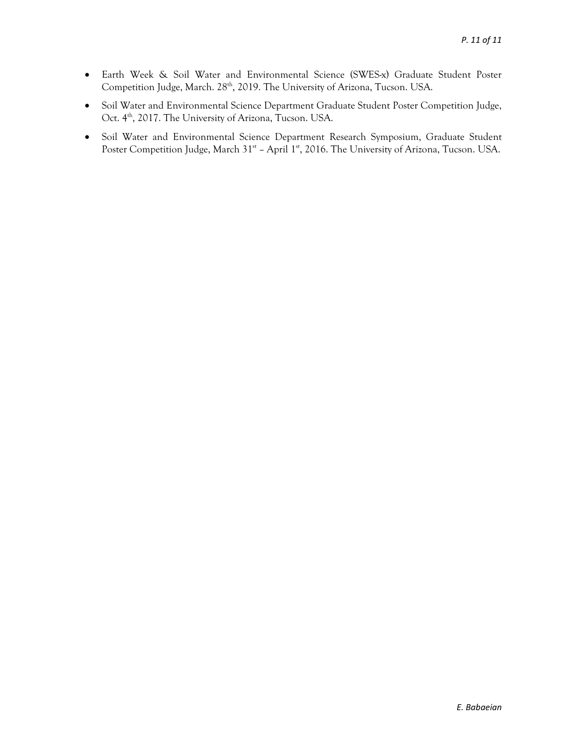- Earth Week & Soil Water and Environmental Science (SWES-x) Graduate Student Poster Competition Judge, March. 28th, 2019. The University of Arizona, Tucson. USA.
- Soil Water and Environmental Science Department Graduate Student Poster Competition Judge, Oct. 4th, 2017. The University of Arizona, Tucson. USA.
- Soil Water and Environmental Science Department Research Symposium, Graduate Student Poster Competition Judge, March 31st – April 1st, 2016. The University of Arizona, Tucson. USA.